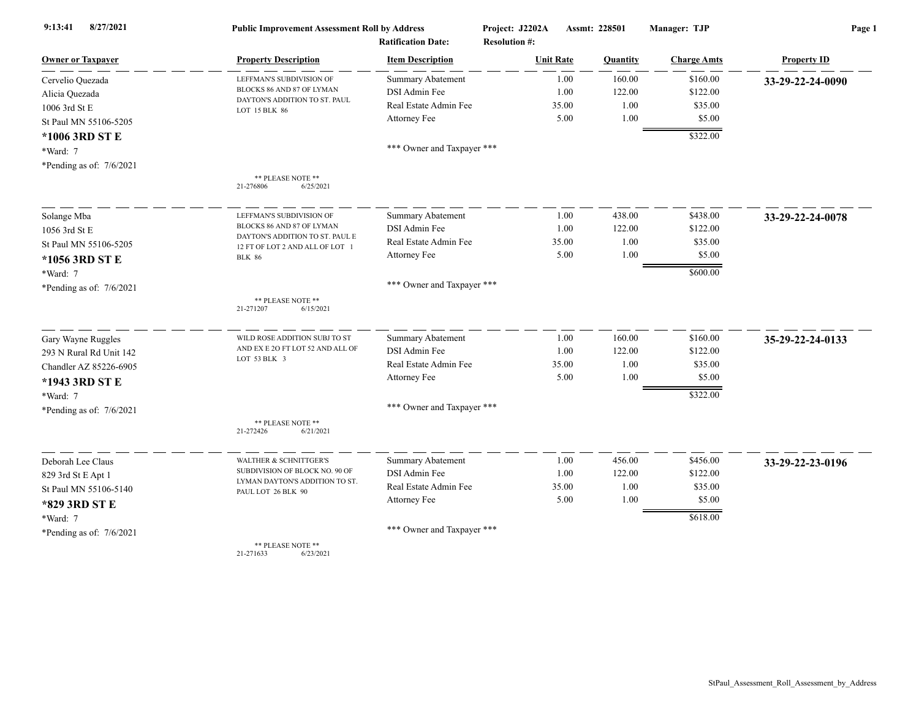**Public Improvement Assessment Roll by Address**

9:13:41 8/27/2021

Project: J2202A  Assmt: 228501  Manager: TJP

Ratification Date:  Resolution #:

| Owner or Taxpayer | Property Description | Item Description | Unit Rate | Quantity | Charge Amts | Property ID |
|---|---|---|---|---|---|---|
| Cervelio Quezada<br>Alicia Quezada<br>1006 3rd St E<br>St Paul MN 55106-5205<br>**\*1006 3RD ST E**<br>\*Ward: 7<br>\*Pending as of: 7/6/2021 | LEFFMAN'S SUBDIVISION OF BLOCKS 86 AND 87 OF LYMAN DAYTON'S ADDITION TO ST. PAUL LOT 15 BLK 86<br>** PLEASE NOTE **<br>21-276806 6/25/2021 | Summary Abatement | 1.00 | 160.00 | $160.00 | **33-29-22-24-0090** |
| | | DSI Admin Fee | 1.00 | 122.00 | $122.00 | |
| | | Real Estate Admin Fee | 35.00 | 1.00 | $35.00 | |
| | | Attorney Fee | 5.00 | 1.00 | $5.00 | |
| | | | | | $322.00 | |
| | | *** Owner and Taxpayer *** | | | | |
| Solange Mba<br>1056 3rd St E<br>St Paul MN 55106-5205<br>**\*1056 3RD ST E**<br>\*Ward: 7<br>\*Pending as of: 7/6/2021 | LEFFMAN'S SUBDIVISION OF BLOCKS 86 AND 87 OF LYMAN DAYTON'S ADDITION TO ST. PAUL E 12 FT OF LOT 2 AND ALL OF LOT 1 BLK 86<br>** PLEASE NOTE **<br>21-271207 6/15/2021 | Summary Abatement | 1.00 | 438.00 | $438.00 | **33-29-22-24-0078** |
| | | DSI Admin Fee | 1.00 | 122.00 | $122.00 | |
| | | Real Estate Admin Fee | 35.00 | 1.00 | $35.00 | |
| | | Attorney Fee | 5.00 | 1.00 | $5.00 | |
| | | | | | $600.00 | |
| | | *** Owner and Taxpayer *** | | | | |
| Gary Wayne Ruggles<br>293 N Rural Rd Unit 142<br>Chandler AZ 85226-6905<br>**\*1943 3RD ST E**<br>\*Ward: 7<br>\*Pending as of: 7/6/2021 | WILD ROSE ADDITION SUBJ TO ST AND EX E 2O FT LOT 52 AND ALL OF LOT 53 BLK 3<br>** PLEASE NOTE **<br>21-272426 6/21/2021 | Summary Abatement | 1.00 | 160.00 | $160.00 | **35-29-22-24-0133** |
| | | DSI Admin Fee | 1.00 | 122.00 | $122.00 | |
| | | Real Estate Admin Fee | 35.00 | 1.00 | $35.00 | |
| | | Attorney Fee | 5.00 | 1.00 | $5.00 | |
| | | | | | $322.00 | |
| | | *** Owner and Taxpayer *** | | | | |
| Deborah Lee Claus<br>829 3rd St E Apt 1<br>St Paul MN 55106-5140<br>**\*829 3RD ST E**<br>\*Ward: 7<br>\*Pending as of: 7/6/2021 | WALTHER & SCHNITTGER'S SUBDIVISION OF BLOCK NO. 90 OF LYMAN DAYTON'S ADDITION TO ST. PAUL LOT 26 BLK 90<br>** PLEASE NOTE **<br>21-271633 6/23/2021 | Summary Abatement | 1.00 | 456.00 | $456.00 | **33-29-22-23-0196** |
| | | DSI Admin Fee | 1.00 | 122.00 | $122.00 | |
| | | Real Estate Admin Fee | 35.00 | 1.00 | $35.00 | |
| | | Attorney Fee | 5.00 | 1.00 | $5.00 | |
| | | | | | $618.00 | |
| | | *** Owner and Taxpayer *** | | | | |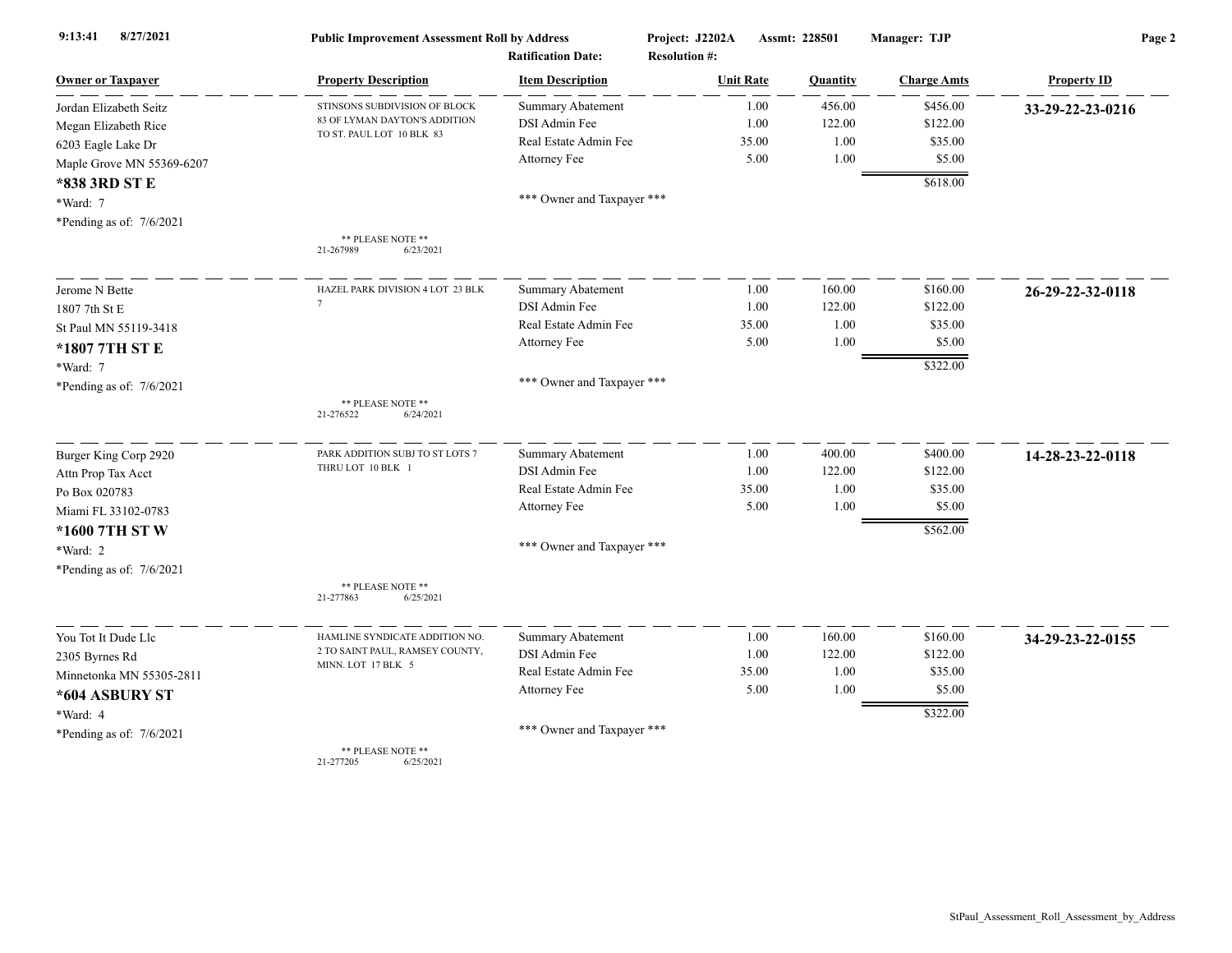**Public Improvement Assessment Roll by Address**

Project: J2202A Assmt: 228501 Manager: TJP

Ratification Date: Resolution #:

| Owner or Taxpayer | Property Description | Item Description | Unit Rate | Quantity | Charge Amts | Property ID |
|---|---|---|---|---|---|---|
| Jordan Elizabeth Seitz<br>Megan Elizabeth Rice<br>6203 Eagle Lake Dr<br>Maple Grove MN 55369-6207<br>**\*838 3RD ST E**<br>\*Ward: 7<br>\*Pending as of: 7/6/2021 | STINSONS SUBDIVISION OF BLOCK 83 OF LYMAN DAYTON'S ADDITION TO ST. PAUL LOT 10 BLK 83<br>** PLEASE NOTE **<br>21-267989 6/23/2021 | Summary Abatement<br>DSI Admin Fee<br>Real Estate Admin Fee<br>Attorney Fee<br>*** Owner and Taxpayer *** | 1.00<br>1.00<br>35.00<br>5.00 | 456.00<br>122.00<br>1.00<br>1.00 | $456.00<br>$122.00<br>$35.00<br>$5.00<br>$618.00 | **33-29-22-23-0216** |
| Jerome N Bette<br>1807 7th St E<br>St Paul MN 55119-3418<br>**\*1807 7TH ST E**<br>\*Ward: 7<br>\*Pending as of: 7/6/2021 | HAZEL PARK DIVISION 4 LOT 23 BLK 7<br>** PLEASE NOTE **<br>21-276522 6/24/2021 | Summary Abatement<br>DSI Admin Fee<br>Real Estate Admin Fee<br>Attorney Fee<br>*** Owner and Taxpayer *** | 1.00<br>1.00<br>35.00<br>5.00 | 160.00<br>122.00<br>1.00<br>1.00 | $160.00<br>$122.00<br>$35.00<br>$5.00<br>$322.00 | **26-29-22-32-0118** |
| Burger King Corp 2920<br>Attn Prop Tax Acct<br>Po Box 020783<br>Miami FL 33102-0783<br>**\*1600 7TH ST W**<br>\*Ward: 2<br>\*Pending as of: 7/6/2021 | PARK ADDITION SUBJ TO ST LOTS 7 THRU LOT 10 BLK 1<br>** PLEASE NOTE **<br>21-277863 6/25/2021 | Summary Abatement<br>DSI Admin Fee<br>Real Estate Admin Fee<br>Attorney Fee<br>*** Owner and Taxpayer *** | 1.00<br>1.00<br>35.00<br>5.00 | 400.00<br>122.00<br>1.00<br>1.00 | $400.00<br>$122.00<br>$35.00<br>$5.00<br>$562.00 | **14-28-23-22-0118** |
| You Tot It Dude Llc<br>2305 Byrnes Rd<br>Minnetonka MN 55305-2811<br>**\*604 ASBURY ST**<br>\*Ward: 4<br>\*Pending as of: 7/6/2021 | HAMLINE SYNDICATE ADDITION NO. 2 TO SAINT PAUL, RAMSEY COUNTY, MINN. LOT 17 BLK 5<br>** PLEASE NOTE **<br>21-277205 6/25/2021 | Summary Abatement<br>DSI Admin Fee<br>Real Estate Admin Fee<br>Attorney Fee<br>*** Owner and Taxpayer *** | 1.00<br>1.00<br>35.00<br>5.00 | 160.00<br>122.00<br>1.00<br>1.00 | $160.00<br>$122.00<br>$35.00<br>$5.00<br>$322.00 | **34-29-23-22-0155** |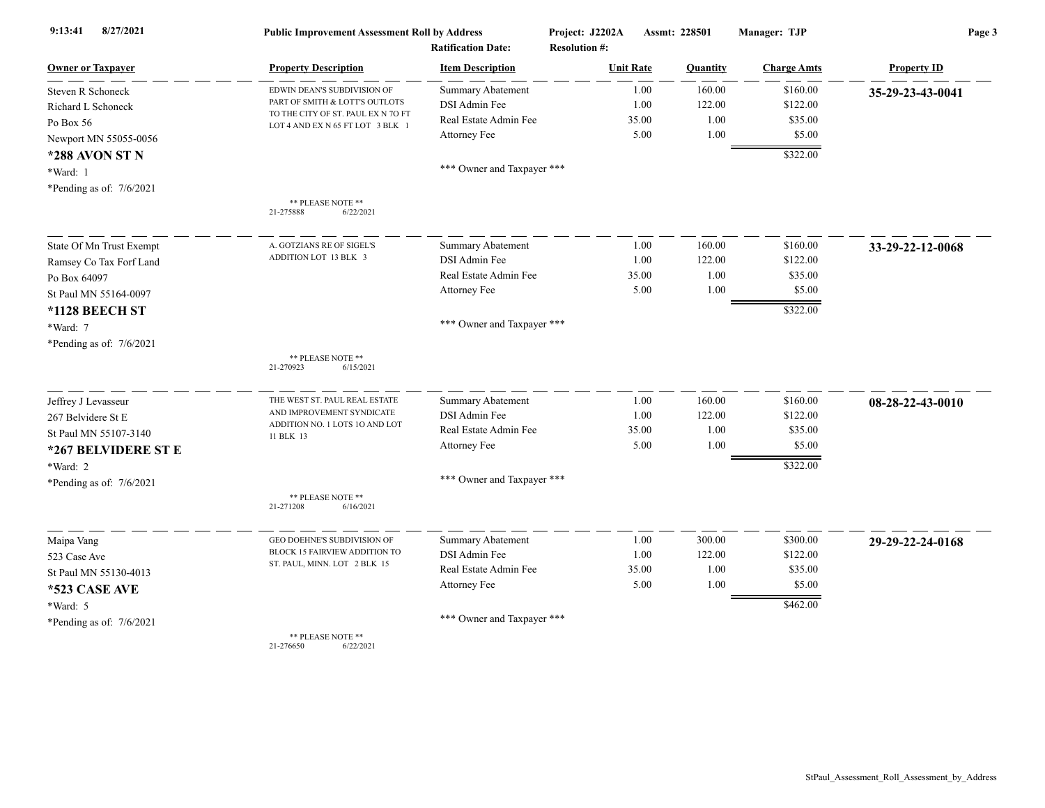**Public Improvement Assessment Roll by Address** | **Project: J2202A** | **Assmt: 228501** | **Manager: TJP**

**Ratification Date:** | **Resolution #:**

| Owner or Taxpayer | Property Description | Item Description | Unit Rate | Quantity | Charge Amts | Property ID |
|---|---|---|---|---|---|---|
| Steven R Schoneck<br>Richard L Schoneck<br>Po Box 56<br>Newport MN 55055-0056<br>**\*288 AVON ST N**<br>\*Ward: 1<br>\*Pending as of: 7/6/2021 | EDWIN DEAN'S SUBDIVISION OF PART OF SMITH & LOTT'S OUTLOTS TO THE CITY OF ST. PAUL EX N 7O FT LOT 4 AND EX N 65 FT LOT 3 BLK 1<br><br>\*\* PLEASE NOTE \*\*<br>21-275888 6/22/2021 | Summary Abatement<br>DSI Admin Fee<br>Real Estate Admin Fee<br>Attorney Fee<br><br>\*\*\* Owner and Taxpayer \*\*\* | 1.00<br>1.00<br>35.00<br>5.00 | 160.00<br>122.00<br>1.00<br>1.00 | $160.00<br>$122.00<br>$35.00<br>$5.00<br>$322.00 | **35-29-23-43-0041** |
| State Of Mn Trust Exempt<br>Ramsey Co Tax Forf Land<br>Po Box 64097<br>St Paul MN 55164-0097<br>**\*1128 BEECH ST**<br>\*Ward: 7<br>\*Pending as of: 7/6/2021 | A. GOTZIANS RE OF SIGEL'S ADDITION LOT 13 BLK 3<br><br>\*\* PLEASE NOTE \*\*<br>21-270923 6/15/2021 | Summary Abatement<br>DSI Admin Fee<br>Real Estate Admin Fee<br>Attorney Fee<br><br>\*\*\* Owner and Taxpayer \*\*\* | 1.00<br>1.00<br>35.00<br>5.00 | 160.00<br>122.00<br>1.00<br>1.00 | $160.00<br>$122.00<br>$35.00<br>$5.00<br>$322.00 | **33-29-22-12-0068** |
| Jeffrey J Levasseur<br>267 Belvidere St E<br>St Paul MN 55107-3140<br>**\*267 BELVIDERE ST E**<br>\*Ward: 2<br>\*Pending as of: 7/6/2021 | THE WEST ST. PAUL REAL ESTATE AND IMPROVEMENT SYNDICATE ADDITION NO. 1 LOTS 1O AND LOT 11 BLK 13<br><br>\*\* PLEASE NOTE \*\*<br>21-271208 6/16/2021 | Summary Abatement<br>DSI Admin Fee<br>Real Estate Admin Fee<br>Attorney Fee<br><br>\*\*\* Owner and Taxpayer \*\*\* | 1.00<br>1.00<br>35.00<br>5.00 | 160.00<br>122.00<br>1.00<br>1.00 | $160.00<br>$122.00<br>$35.00<br>$5.00<br>$322.00 | **08-28-22-43-0010** |
| Maipa Vang<br>523 Case Ave<br>St Paul MN 55130-4013<br>**\*523 CASE AVE**<br>\*Ward: 5<br>\*Pending as of: 7/6/2021 | GEO DOEHNE'S SUBDIVISION OF BLOCK 15 FAIRVIEW ADDITION TO ST. PAUL, MINN. LOT 2 BLK 15<br><br>\*\* PLEASE NOTE \*\*<br>21-276650 6/22/2021 | Summary Abatement<br>DSI Admin Fee<br>Real Estate Admin Fee<br>Attorney Fee<br><br>\*\*\* Owner and Taxpayer \*\*\* | 1.00<br>1.00<br>35.00<br>5.00 | 300.00<br>122.00<br>1.00<br>1.00 | $300.00<br>$122.00<br>$35.00<br>$5.00<br>$462.00 | **29-29-22-24-0168** |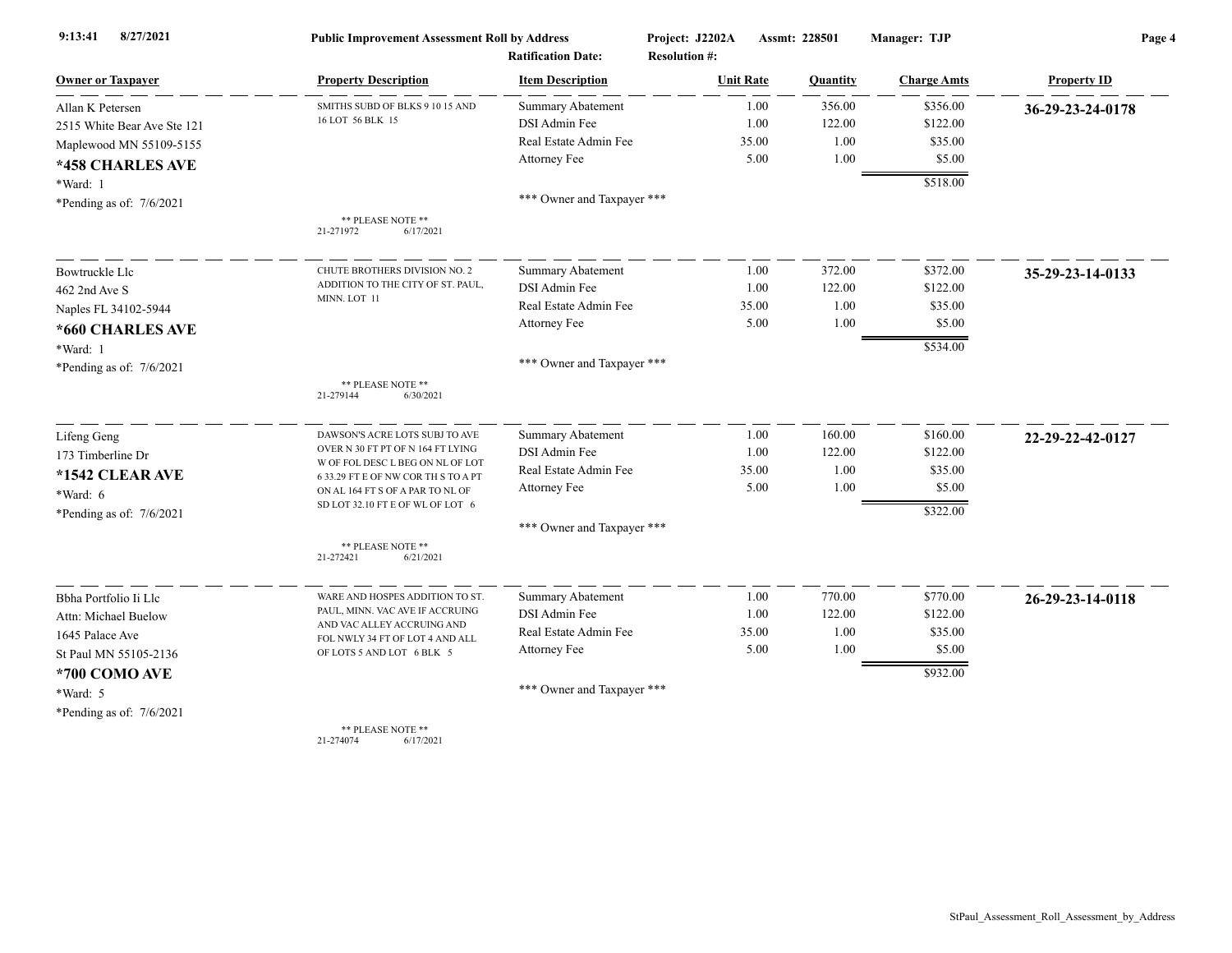**Public Improvement Assessment Roll by Address**

Project: J2202A  Assmt: 228501  Manager: TJP

Ratification Date:  Resolution #:

| Owner or Taxpayer | Property Description | Item Description | Unit Rate | Quantity | Charge Amts | Property ID |
|---|---|---|---|---|---|---|
| Allan K Petersen<br>2515 White Bear Ave Ste 121<br>Maplewood MN 55109-5155<br>**\*458 CHARLES AVE**<br>\*Ward: 1<br>\*Pending as of: 7/6/2021 | SMITHS SUBD OF BLKS 9 10 15 AND 16 LOT 56 BLK 15<br><br>** PLEASE NOTE **<br>21-271972 6/17/2021 | Summary Abatement<br>DSI Admin Fee<br>Real Estate Admin Fee<br>Attorney Fee<br><br>*** Owner and Taxpayer *** | 1.00<br>1.00<br>35.00<br>5.00 | 356.00<br>122.00<br>1.00<br>1.00 | $356.00<br>$122.00<br>$35.00<br>$5.00<br>**$518.00** | **36-29-23-24-0178** |
| Bowtruckle Llc<br>462 2nd Ave S<br>Naples FL 34102-5944<br>**\*660 CHARLES AVE**<br>\*Ward: 1<br>\*Pending as of: 7/6/2021 | CHUTE BROTHERS DIVISION NO. 2 ADDITION TO THE CITY OF ST. PAUL, MINN. LOT 11<br><br>** PLEASE NOTE **<br>21-279144 6/30/2021 | Summary Abatement<br>DSI Admin Fee<br>Real Estate Admin Fee<br>Attorney Fee<br><br>*** Owner and Taxpayer *** | 1.00<br>1.00<br>35.00<br>5.00 | 372.00<br>122.00<br>1.00<br>1.00 | $372.00<br>$122.00<br>$35.00<br>$5.00<br>**$534.00** | **35-29-23-14-0133** |
| Lifeng Geng<br>173 Timberline Dr<br>**\*1542 CLEAR AVE**<br>\*Ward: 6<br>\*Pending as of: 7/6/2021 | DAWSON'S ACRE LOTS SUBJ TO AVE OVER N 30 FT PT OF N 164 FT LYING W OF FOL DESC L BEG ON NL OF LOT 6 33.29 FT E OF NW COR TH S TO A PT ON AL 164 FT S OF A PAR TO NL OF SD LOT 32.10 FT E OF WL OF LOT 6<br><br>** PLEASE NOTE **<br>21-272421 6/21/2021 | Summary Abatement<br>DSI Admin Fee<br>Real Estate Admin Fee<br>Attorney Fee<br><br>*** Owner and Taxpayer *** | 1.00<br>1.00<br>35.00<br>5.00 | 160.00<br>122.00<br>1.00<br>1.00 | $160.00<br>$122.00<br>$35.00<br>$5.00<br>**$322.00** | **22-29-22-42-0127** |
| Bbha Portfolio Ii Llc<br>Attn: Michael Buelow<br>1645 Palace Ave<br>St Paul MN 55105-2136<br>**\*700 COMO AVE**<br>\*Ward: 5<br>\*Pending as of: 7/6/2021 | WARE AND HOSPES ADDITION TO ST. PAUL, MINN. VAC AVE IF ACCRUING AND VAC ALLEY ACCRUING AND FOL NWLY 34 FT OF LOT 4 AND ALL OF LOTS 5 AND LOT 6 BLK 5<br><br>** PLEASE NOTE **<br>21-274074 6/17/2021 | Summary Abatement<br>DSI Admin Fee<br>Real Estate Admin Fee<br>Attorney Fee<br><br>*** Owner and Taxpayer *** | 1.00<br>1.00<br>35.00<br>5.00 | 770.00<br>122.00<br>1.00<br>1.00 | $770.00<br>$122.00<br>$35.00<br>$5.00<br>**$932.00** | **26-29-23-14-0118** |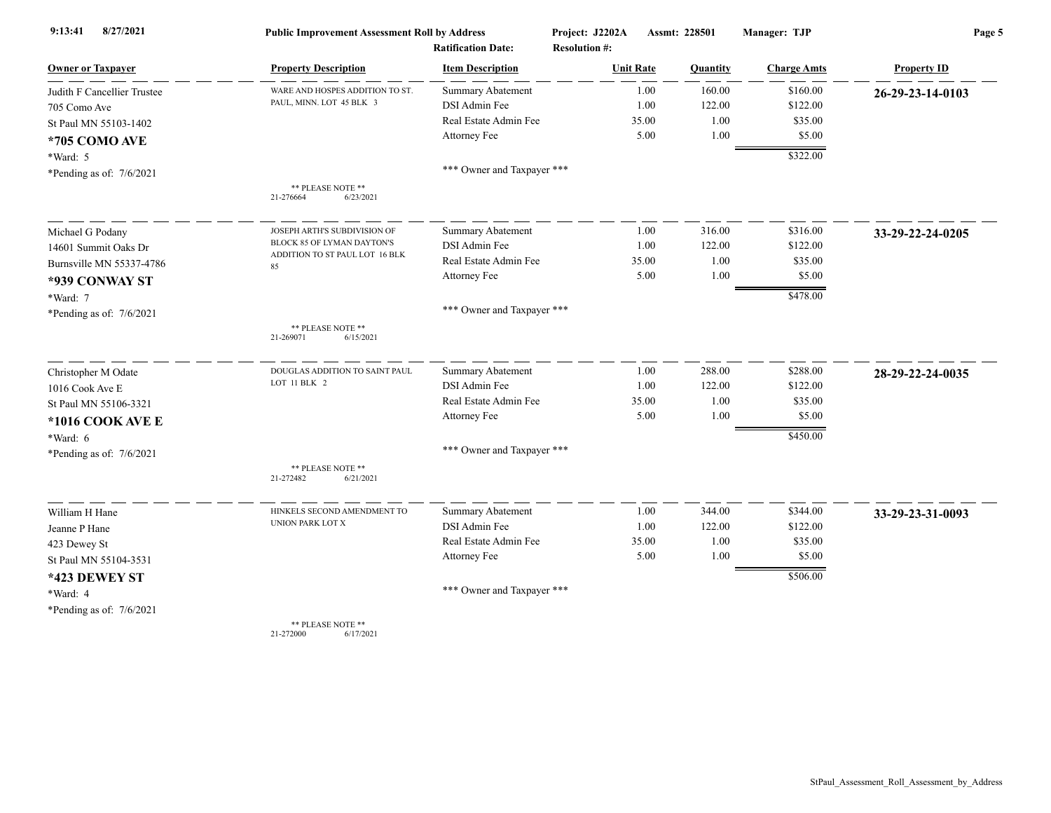9:13:41 8/27/2021 **Public Improvement Assessment Roll by Address** Project: J2202A Assmt: 228501 Manager: TJP

Ratification Date: Resolution #:

| Owner or Taxpayer | Property Description | Item Description | Unit Rate | Quantity | Charge Amts | Property ID |
|---|---|---|---|---|---|---|
| Judith F Cancellier Trustee<br>705 Como Ave<br>St Paul MN 55103-1402<br>**\*705 COMO AVE**<br>\*Ward: 5<br>\*Pending as of: 7/6/2021 | WARE AND HOSPES ADDITION TO ST. PAUL, MINN. LOT 45 BLK 3<br><br>** PLEASE NOTE **<br>21-276664 6/23/2021 | Summary Abatement | 1.00 | 160.00 | $160.00 | **26-29-23-14-0103** |
| | | DSI Admin Fee | 1.00 | 122.00 | $122.00 | |
| | | Real Estate Admin Fee | 35.00 | 1.00 | $35.00 | |
| | | Attorney Fee | 5.00 | 1.00 | $5.00 | |
| | | | | | $322.00 | |
| | | *** Owner and Taxpayer *** | | | | |
| Michael G Podany<br>14601 Summit Oaks Dr<br>Burnsville MN 55337-4786<br>**\*939 CONWAY ST**<br>\*Ward: 7<br>\*Pending as of: 7/6/2021 | JOSEPH ARTH'S SUBDIVISION OF BLOCK 85 OF LYMAN DAYTON'S ADDITION TO ST PAUL LOT 16 BLK 85<br><br>** PLEASE NOTE **<br>21-269071 6/15/2021 | Summary Abatement | 1.00 | 316.00 | $316.00 | **33-29-22-24-0205** |
| | | DSI Admin Fee | 1.00 | 122.00 | $122.00 | |
| | | Real Estate Admin Fee | 35.00 | 1.00 | $35.00 | |
| | | Attorney Fee | 5.00 | 1.00 | $5.00 | |
| | | | | | $478.00 | |
| | | *** Owner and Taxpayer *** | | | | |
| Christopher M Odate<br>1016 Cook Ave E<br>St Paul MN 55106-3321<br>**\*1016 COOK AVE E**<br>\*Ward: 6<br>\*Pending as of: 7/6/2021 | DOUGLAS ADDITION TO SAINT PAUL LOT 11 BLK 2<br><br>** PLEASE NOTE **<br>21-272482 6/21/2021 | Summary Abatement | 1.00 | 288.00 | $288.00 | **28-29-22-24-0035** |
| | | DSI Admin Fee | 1.00 | 122.00 | $122.00 | |
| | | Real Estate Admin Fee | 35.00 | 1.00 | $35.00 | |
| | | Attorney Fee | 5.00 | 1.00 | $5.00 | |
| | | | | | $450.00 | |
| | | *** Owner and Taxpayer *** | | | | |
| William H Hane<br>Jeanne P Hane<br>423 Dewey St<br>St Paul MN 55104-3531<br>**\*423 DEWEY ST**<br>\*Ward: 4<br>\*Pending as of: 7/6/2021 | HINKELS SECOND AMENDMENT TO UNION PARK LOT X<br><br>** PLEASE NOTE **<br>21-272000 6/17/2021 | Summary Abatement | 1.00 | 344.00 | $344.00 | **33-29-23-31-0093** |
| | | DSI Admin Fee | 1.00 | 122.00 | $122.00 | |
| | | Real Estate Admin Fee | 35.00 | 1.00 | $35.00 | |
| | | Attorney Fee | 5.00 | 1.00 | $5.00 | |
| | | | | | $506.00 | |
| | | *** Owner and Taxpayer *** | | | | |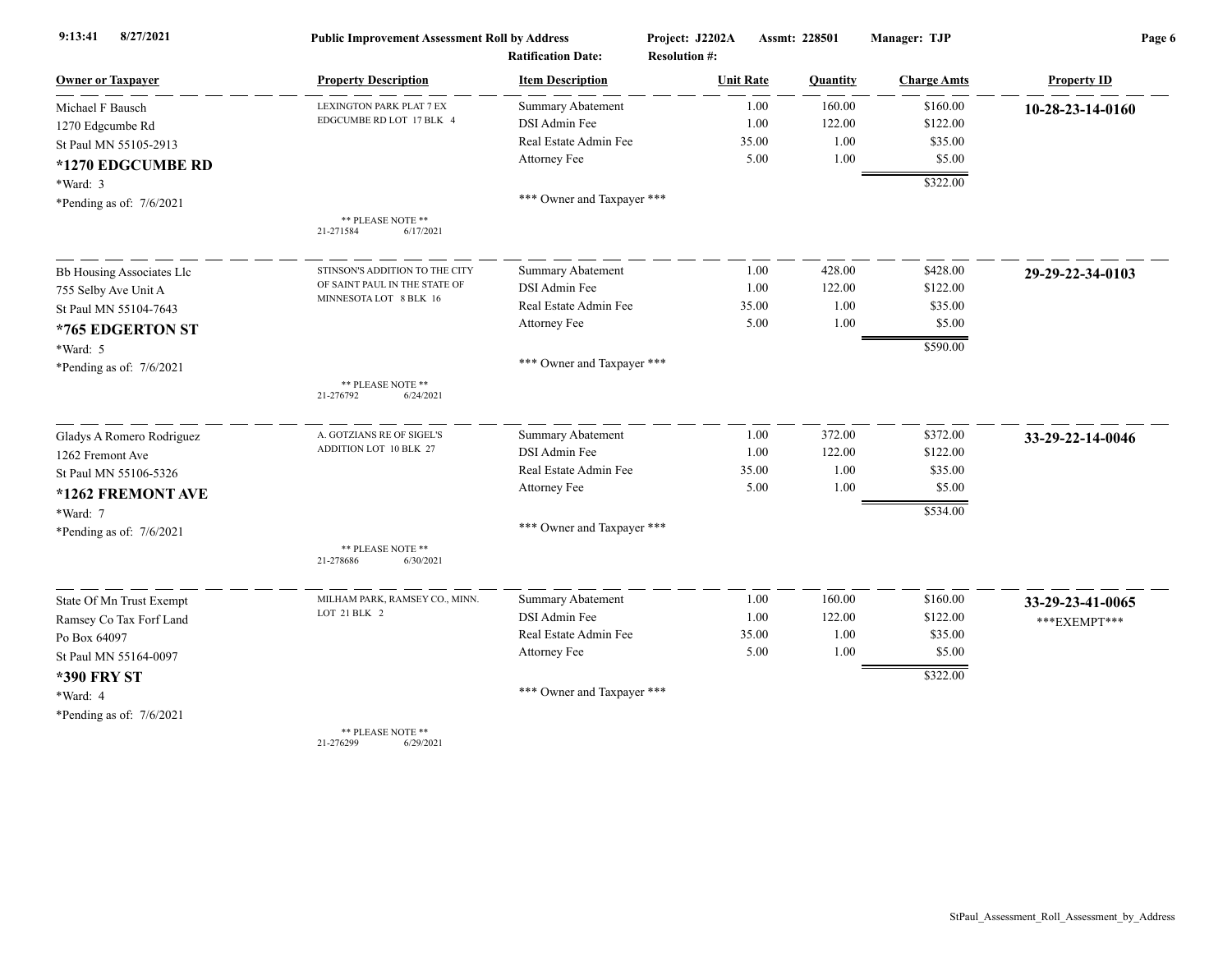**Public Improvement Assessment Roll by Address**

Project: J2202A Assmt: 228501 Manager: TJP

Ratification Date: Resolution #:

| Owner or Taxpayer | Property Description | Item Description | Unit Rate | Quantity | Charge Amts | Property ID |
|---|---|---|---|---|---|---|
| Michael F Bausch<br>1270 Edgcumbe Rd<br>St Paul MN 55105-2913<br>**\*1270 EDGCUMBE RD**<br>\*Ward: 3<br>\*Pending as of: 7/6/2021 | LEXINGTON PARK PLAT 7 EX EDGCUMBE RD LOT 17 BLK 4<br>** PLEASE NOTE **<br>21-271584 6/17/2021 | Summary Abatement<br>DSI Admin Fee<br>Real Estate Admin Fee<br>Attorney Fee<br>*** Owner and Taxpayer *** | 1.00<br>1.00<br>35.00<br>5.00 | 160.00<br>122.00<br>1.00<br>1.00 | $160.00<br>$122.00<br>$35.00<br>$5.00<br>$322.00 | **10-28-23-14-0160** |
| Bb Housing Associates Llc<br>755 Selby Ave Unit A<br>St Paul MN 55104-7643<br>**\*765 EDGERTON ST**<br>\*Ward: 5<br>\*Pending as of: 7/6/2021 | STINSON'S ADDITION TO THE CITY OF SAINT PAUL IN THE STATE OF MINNESOTA LOT 8 BLK 16<br>** PLEASE NOTE **<br>21-276792 6/24/2021 | Summary Abatement<br>DSI Admin Fee<br>Real Estate Admin Fee<br>Attorney Fee<br>*** Owner and Taxpayer *** | 1.00<br>1.00<br>35.00<br>5.00 | 428.00<br>122.00<br>1.00<br>1.00 | $428.00<br>$122.00<br>$35.00<br>$5.00<br>$590.00 | **29-29-22-34-0103** |
| Gladys A Romero Rodriguez<br>1262 Fremont Ave<br>St Paul MN 55106-5326<br>**\*1262 FREMONT AVE**<br>\*Ward: 7<br>\*Pending as of: 7/6/2021 | A. GOTZIANS RE OF SIGEL'S ADDITION LOT 10 BLK 27<br>** PLEASE NOTE **<br>21-278686 6/30/2021 | Summary Abatement<br>DSI Admin Fee<br>Real Estate Admin Fee<br>Attorney Fee<br>*** Owner and Taxpayer *** | 1.00<br>1.00<br>35.00<br>5.00 | 372.00<br>122.00<br>1.00<br>1.00 | $372.00<br>$122.00<br>$35.00<br>$5.00<br>$534.00 | **33-29-22-14-0046** |
| State Of Mn Trust Exempt<br>Ramsey Co Tax Forf Land<br>Po Box 64097<br>St Paul MN 55164-0097<br>**\*390 FRY ST**<br>\*Ward: 4<br>\*Pending as of: 7/6/2021 | MILHAM PARK, RAMSEY CO., MINN. LOT 21 BLK 2<br>** PLEASE NOTE **<br>21-276299 6/29/2021 | Summary Abatement<br>DSI Admin Fee<br>Real Estate Admin Fee<br>Attorney Fee<br>*** Owner and Taxpayer *** | 1.00<br>1.00<br>35.00<br>5.00 | 160.00<br>122.00<br>1.00<br>1.00 | $160.00<br>$122.00<br>$35.00<br>$5.00<br>$322.00 | **33-29-23-41-0065**<br>\*\*\*EXEMPT\*\*\* |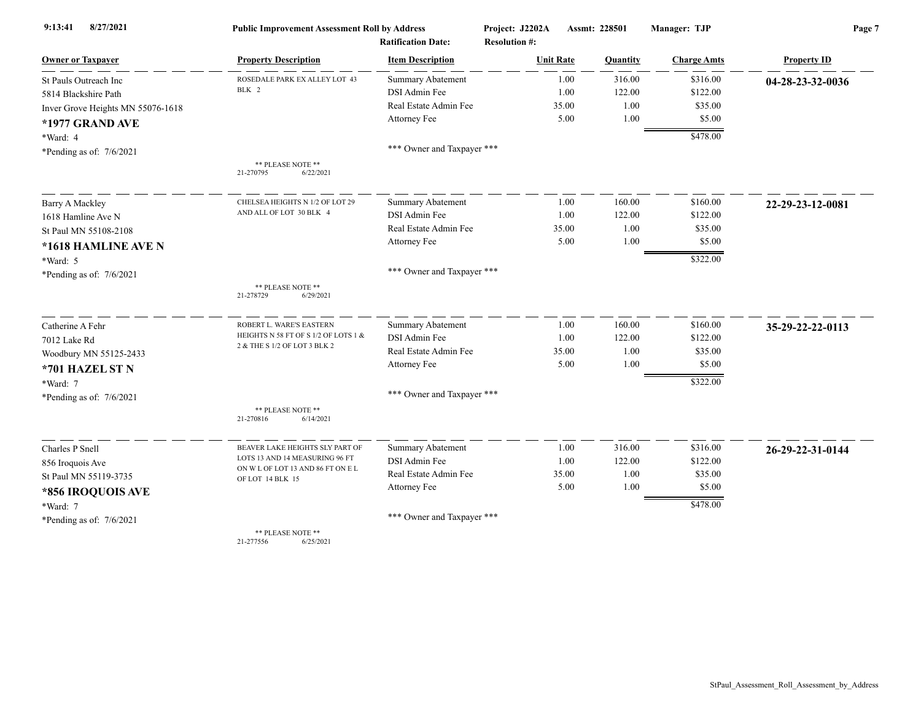Public Improvement Assessment Roll by Address — Project: J2202A — Assmt: 228501 — Manager: TJP

Ratification Date: — Resolution #:

| Owner or Taxpayer | Property Description | Item Description | Unit Rate | Quantity | Charge Amts | Property ID |
|---|---|---|---|---|---|---|
| St Pauls Outreach Inc | ROSEDALE PARK EX ALLEY LOT 43 BLK 2 | Summary Abatement | 1.00 | 316.00 | $316.00 | **04-28-23-32-0036** |
| 5814 Blackshire Path | | DSI Admin Fee | 1.00 | 122.00 | $122.00 | |
| Inver Grove Heights MN 55076-1618 | | Real Estate Admin Fee | 35.00 | 1.00 | $35.00 | |
| **\*1977 GRAND AVE** | | Attorney Fee | 5.00 | 1.00 | $5.00 | |
| \*Ward: 4 | | | | | $478.00 | |
| \*Pending as of: 7/6/2021 | ** PLEASE NOTE ** 21-270795 6/22/2021 | *** Owner and Taxpayer *** | | | | |
| Barry A Mackley | CHELSEA HEIGHTS N 1/2 OF LOT 29 AND ALL OF LOT 30 BLK 4 | Summary Abatement | 1.00 | 160.00 | $160.00 | **22-29-23-12-0081** |
| 1618 Hamline Ave N | | DSI Admin Fee | 1.00 | 122.00 | $122.00 | |
| St Paul MN 55108-2108 | | Real Estate Admin Fee | 35.00 | 1.00 | $35.00 | |
| **\*1618 HAMLINE AVE N** | | Attorney Fee | 5.00 | 1.00 | $5.00 | |
| \*Ward: 5 | | | | | $322.00 | |
| \*Pending as of: 7/6/2021 | ** PLEASE NOTE ** 21-278729 6/29/2021 | *** Owner and Taxpayer *** | | | | |
| Catherine A Fehr | ROBERT L. WARE'S EASTERN HEIGHTS N 58 FT OF S 1/2 OF LOTS 1 & 2 & THE S 1/2 OF LOT 3 BLK 2 | Summary Abatement | 1.00 | 160.00 | $160.00 | **35-29-22-22-0113** |
| 7012 Lake Rd | | DSI Admin Fee | 1.00 | 122.00 | $122.00 | |
| Woodbury MN 55125-2433 | | Real Estate Admin Fee | 35.00 | 1.00 | $35.00 | |
| **\*701 HAZEL ST N** | | Attorney Fee | 5.00 | 1.00 | $5.00 | |
| \*Ward: 7 | | | | | $322.00 | |
| \*Pending as of: 7/6/2021 | ** PLEASE NOTE ** 21-270816 6/14/2021 | *** Owner and Taxpayer *** | | | | |
| Charles P Snell | BEAVER LAKE HEIGHTS SLY PART OF LOTS 13 AND 14 MEASURING 96 FT ON W L OF LOT 13 AND 86 FT ON E L OF LOT 14 BLK 15 | Summary Abatement | 1.00 | 316.00 | $316.00 | **26-29-22-31-0144** |
| 856 Iroquois Ave | | DSI Admin Fee | 1.00 | 122.00 | $122.00 | |
| St Paul MN 55119-3735 | | Real Estate Admin Fee | 35.00 | 1.00 | $35.00 | |
| **\*856 IROQUOIS AVE** | | Attorney Fee | 5.00 | 1.00 | $5.00 | |
| \*Ward: 7 | | | | | $478.00 | |
| \*Pending as of: 7/6/2021 | ** PLEASE NOTE ** 21-277556 6/25/2021 | *** Owner and Taxpayer *** | | | | |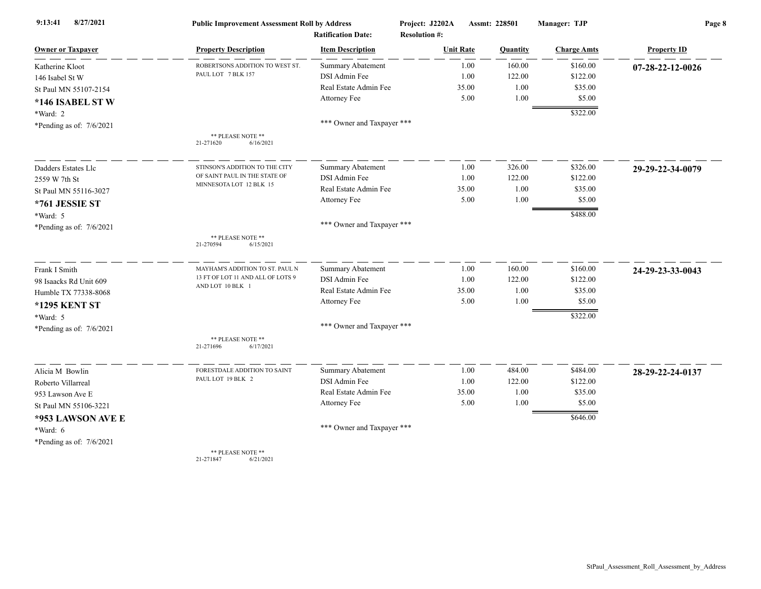**Public Improvement Assessment Roll by Address**

Project: J2202A  Assmt: 228501  Manager: TJP

Ratification Date:  Resolution #:

| Owner or Taxpayer | Property Description | Item Description | Unit Rate | Quantity | Charge Amts | Property ID |
|---|---|---|---|---|---|---|
| Katherine Kloot<br>146 Isabel St W<br>St Paul MN 55107-2154<br>**\*146 ISABEL ST W**<br>*Ward: 2<br>*Pending as of: 7/6/2021 | ROBERTSONS ADDITION TO WEST ST. PAUL LOT 7 BLK 157<br><br>** PLEASE NOTE **<br>21-271620 6/16/2021 | Summary Abatement<br>DSI Admin Fee<br>Real Estate Admin Fee<br>Attorney Fee<br><br>*** Owner and Taxpayer *** | 1.00<br>1.00<br>35.00<br>5.00 | 160.00<br>122.00<br>1.00<br>1.00 | $160.00<br>$122.00<br>$35.00<br>$5.00<br>$322.00 | **07-28-22-12-0026** |
| Dadders Estates Llc<br>2559 W 7th St<br>St Paul MN 55116-3027<br>**\*761 JESSIE ST**<br>*Ward: 5<br>*Pending as of: 7/6/2021 | STINSON'S ADDITION TO THE CITY OF SAINT PAUL IN THE STATE OF MINNESOTA LOT 12 BLK 15<br><br>** PLEASE NOTE **<br>21-270594 6/15/2021 | Summary Abatement<br>DSI Admin Fee<br>Real Estate Admin Fee<br>Attorney Fee<br><br>*** Owner and Taxpayer *** | 1.00<br>1.00<br>35.00<br>5.00 | 326.00<br>122.00<br>1.00<br>1.00 | $326.00<br>$122.00<br>$35.00<br>$5.00<br>$488.00 | **29-29-22-34-0079** |
| Frank I Smith<br>98 Isaacks Rd Unit 609<br>Humble TX 77338-8068<br>**\*1295 KENT ST**<br>*Ward: 5<br>*Pending as of: 7/6/2021 | MAYHAM'S ADDITION TO ST. PAUL N 13 FT OF LOT 11 AND ALL OF LOTS 9 AND LOT 10 BLK 1<br><br>** PLEASE NOTE **<br>21-271696 6/17/2021 | Summary Abatement<br>DSI Admin Fee<br>Real Estate Admin Fee<br>Attorney Fee<br><br>*** Owner and Taxpayer *** | 1.00<br>1.00<br>35.00<br>5.00 | 160.00<br>122.00<br>1.00<br>1.00 | $160.00<br>$122.00<br>$35.00<br>$5.00<br>$322.00 | **24-29-23-33-0043** |
| Alicia M Bowlin<br>Roberto Villarreal<br>953 Lawson Ave E<br>St Paul MN 55106-3221<br>**\*953 LAWSON AVE E**<br>*Ward: 6<br>*Pending as of: 7/6/2021 | FORESTDALE ADDITION TO SAINT PAUL LOT 19 BLK 2<br><br>** PLEASE NOTE **<br>21-271847 6/21/2021 | Summary Abatement<br>DSI Admin Fee<br>Real Estate Admin Fee<br>Attorney Fee<br><br>*** Owner and Taxpayer *** | 1.00<br>1.00<br>35.00<br>5.00 | 484.00<br>122.00<br>1.00<br>1.00 | $484.00<br>$122.00<br>$35.00<br>$5.00<br>$646.00 | **28-29-22-24-0137** |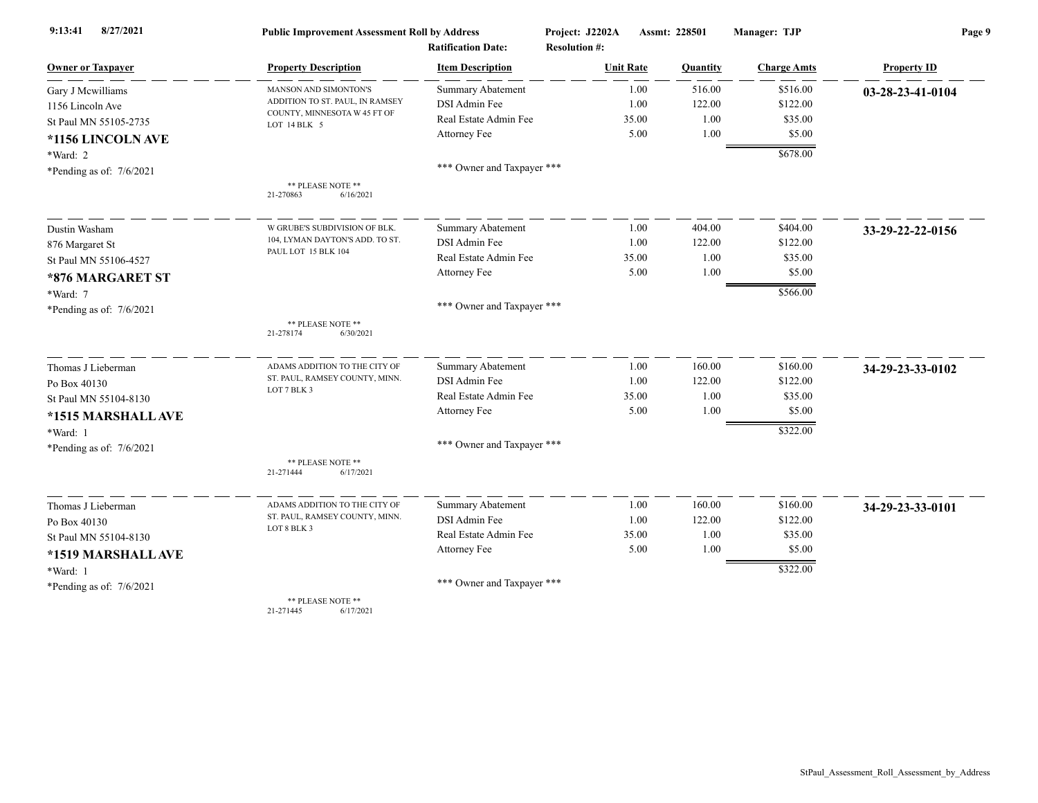9:13:41 8/27/2021 **Public Improvement Assessment Roll by Address** Project: J2202A Assmt: 228501 Manager: TJP

Ratification Date: Resolution #:

| Owner or Taxpayer | Property Description | Item Description | Unit Rate | Quantity | Charge Amts | Property ID |
|---|---|---|---|---|---|---|
| Gary J Mcwilliams<br>1156 Lincoln Ave<br>St Paul MN 55105-2735<br>**\*1156 LINCOLN AVE**<br>\*Ward: 2<br>\*Pending as of: 7/6/2021 | MANSON AND SIMONTON'S ADDITION TO ST. PAUL, IN RAMSEY COUNTY, MINNESOTA W 45 FT OF LOT 14 BLK 5<br>** PLEASE NOTE **<br>21-270863 6/16/2021 | Summary Abatement<br>DSI Admin Fee<br>Real Estate Admin Fee<br>Attorney Fee<br><br>*** Owner and Taxpayer *** | 1.00<br>1.00<br>35.00<br>5.00 | 516.00<br>122.00<br>1.00<br>1.00 | $516.00<br>$122.00<br>$35.00<br>$5.00<br>$678.00 | **03-28-23-41-0104** |
| Dustin Washam<br>876 Margaret St<br>St Paul MN 55106-4527<br>**\*876 MARGARET ST**<br>\*Ward: 7<br>\*Pending as of: 7/6/2021 | W GRUBE'S SUBDIVISION OF BLK. 104, LYMAN DAYTON'S ADD. TO ST. PAUL LOT 15 BLK 104<br>** PLEASE NOTE **<br>21-278174 6/30/2021 | Summary Abatement<br>DSI Admin Fee<br>Real Estate Admin Fee<br>Attorney Fee<br><br>*** Owner and Taxpayer *** | 1.00<br>1.00<br>35.00<br>5.00 | 404.00<br>122.00<br>1.00<br>1.00 | $404.00<br>$122.00<br>$35.00<br>$5.00<br>$566.00 | **33-29-22-22-0156** |
| Thomas J Lieberman<br>Po Box 40130<br>St Paul MN 55104-8130<br>**\*1515 MARSHALL AVE**<br>\*Ward: 1<br>\*Pending as of: 7/6/2021 | ADAMS ADDITION TO THE CITY OF ST. PAUL, RAMSEY COUNTY, MINN. LOT 7 BLK 3<br>** PLEASE NOTE **<br>21-271444 6/17/2021 | Summary Abatement<br>DSI Admin Fee<br>Real Estate Admin Fee<br>Attorney Fee<br><br>*** Owner and Taxpayer *** | 1.00<br>1.00<br>35.00<br>5.00 | 160.00<br>122.00<br>1.00<br>1.00 | $160.00<br>$122.00<br>$35.00<br>$5.00<br>$322.00 | **34-29-23-33-0102** |
| Thomas J Lieberman<br>Po Box 40130<br>St Paul MN 55104-8130<br>**\*1519 MARSHALL AVE**<br>\*Ward: 1<br>\*Pending as of: 7/6/2021 | ADAMS ADDITION TO THE CITY OF ST. PAUL, RAMSEY COUNTY, MINN. LOT 8 BLK 3<br>** PLEASE NOTE **<br>21-271445 6/17/2021 | Summary Abatement<br>DSI Admin Fee<br>Real Estate Admin Fee<br>Attorney Fee<br><br>*** Owner and Taxpayer *** | 1.00<br>1.00<br>35.00<br>5.00 | 160.00<br>122.00<br>1.00<br>1.00 | $160.00<br>$122.00<br>$35.00<br>$5.00<br>$322.00 | **34-29-23-33-0101** |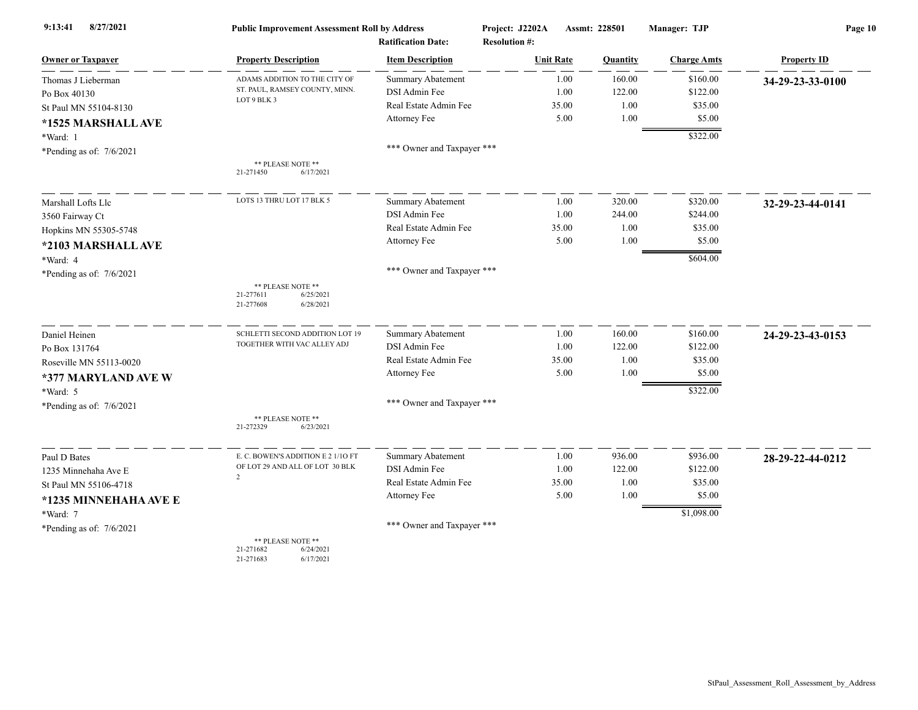**Public Improvement Assessment Roll by Address**

Project: J2202A Assmt: 228501 Manager: TJP

Ratification Date: Resolution #:

| Owner or Taxpayer | Property Description | Item Description | Unit Rate | Quantity | Charge Amts | Property ID |
|---|---|---|---|---|---|---|
| Thomas J Lieberman<br>Po Box 40130<br>St Paul MN 55104-8130<br>**\*1525 MARSHALL AVE**<br>\*Ward: 1<br>\*Pending as of: 7/6/2021 | ADAMS ADDITION TO THE CITY OF ST. PAUL, RAMSEY COUNTY, MINN. LOT 9 BLK 3<br>** PLEASE NOTE **<br>21-271450 6/17/2021 | Summary Abatement | 1.00 | 160.00 | $160.00 | **34-29-23-33-0100** |
| | | DSI Admin Fee | 1.00 | 122.00 | $122.00 | |
| | | Real Estate Admin Fee | 35.00 | 1.00 | $35.00 | |
| | | Attorney Fee | 5.00 | 1.00 | $5.00 | |
| | | | | | $322.00 | |
| | | *** Owner and Taxpayer *** | | | | |
| Marshall Lofts Llc<br>3560 Fairway Ct<br>Hopkins MN 55305-5748<br>**\*2103 MARSHALL AVE**<br>\*Ward: 4<br>\*Pending as of: 7/6/2021 | LOTS 13 THRU LOT 17 BLK 5<br>** PLEASE NOTE **<br>21-277611 6/25/2021<br>21-277608 6/28/2021 | Summary Abatement | 1.00 | 320.00 | $320.00 | **32-29-23-44-0141** |
| | | DSI Admin Fee | 1.00 | 244.00 | $244.00 | |
| | | Real Estate Admin Fee | 35.00 | 1.00 | $35.00 | |
| | | Attorney Fee | 5.00 | 1.00 | $5.00 | |
| | | | | | $604.00 | |
| | | *** Owner and Taxpayer *** | | | | |
| Daniel Heinen<br>Po Box 131764<br>Roseville MN 55113-0020<br>**\*377 MARYLAND AVE W**<br>\*Ward: 5<br>\*Pending as of: 7/6/2021 | SCHLETTI SECOND ADDITION LOT 19 TOGETHER WITH VAC ALLEY ADJ<br>** PLEASE NOTE **<br>21-272329 6/23/2021 | Summary Abatement | 1.00 | 160.00 | $160.00 | **24-29-23-43-0153** |
| | | DSI Admin Fee | 1.00 | 122.00 | $122.00 | |
| | | Real Estate Admin Fee | 35.00 | 1.00 | $35.00 | |
| | | Attorney Fee | 5.00 | 1.00 | $5.00 | |
| | | | | | $322.00 | |
| | | *** Owner and Taxpayer *** | | | | |
| Paul D Bates<br>1235 Minnehaha Ave E<br>St Paul MN 55106-4718<br>**\*1235 MINNEHAHA AVE E**<br>\*Ward: 7<br>\*Pending as of: 7/6/2021 | E. C. BOWEN'S ADDITION E 2 1/1O FT OF LOT 29 AND ALL OF LOT 30 BLK 2<br>** PLEASE NOTE **<br>21-271682 6/24/2021<br>21-271683 6/17/2021 | Summary Abatement | 1.00 | 936.00 | $936.00 | **28-29-22-44-0212** |
| | | DSI Admin Fee | 1.00 | 122.00 | $122.00 | |
| | | Real Estate Admin Fee | 35.00 | 1.00 | $35.00 | |
| | | Attorney Fee | 5.00 | 1.00 | $5.00 | |
| | | | | | $1,098.00 | |
| | | *** Owner and Taxpayer *** | | | | |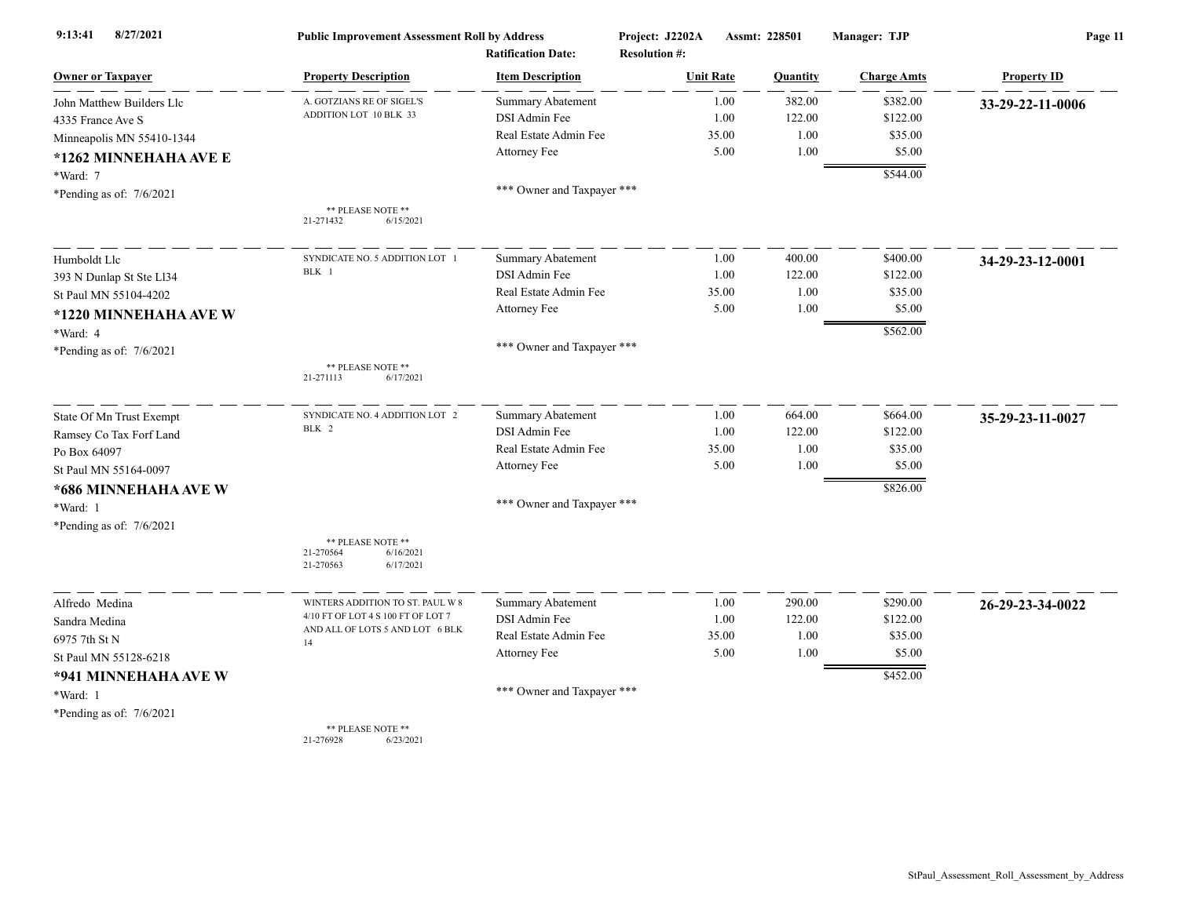| Owner or Taxpayer | Property Description | Item Description | Unit Rate | Quantity | Charge Amts | Property ID |
|---|---|---|---|---|---|---|
| John Matthew Builders Llc | A. GOTZIANS RE OF SIGEL'S ADDITION LOT 10 BLK 33 | Summary Abatement | 1.00 | 382.00 | $382.00 | 33-29-22-11-0006 |
| 4335 France Ave S | | DSI Admin Fee | 1.00 | 122.00 | $122.00 | |
| Minneapolis MN 55410-1344 | | Real Estate Admin Fee | 35.00 | 1.00 | $35.00 | |
| *1262 MINNEHAHA AVE E | | Attorney Fee | 5.00 | 1.00 | $5.00 | |
| *Ward: 7 | | | | | $544.00 | |
| *Pending as of: 7/6/2021 | | *** Owner and Taxpayer *** | | | | |
| | ** PLEASE NOTE ** 21-271432 6/15/2021 | | | | | |
| Humboldt Llc | SYNDICATE NO. 5 ADDITION LOT 1 BLK 1 | Summary Abatement | 1.00 | 400.00 | $400.00 | 34-29-23-12-0001 |
| 393 N Dunlap St Ste Ll34 | | DSI Admin Fee | 1.00 | 122.00 | $122.00 | |
| St Paul MN 55104-4202 | | Real Estate Admin Fee | 35.00 | 1.00 | $35.00 | |
| *1220 MINNEHAHA AVE W | | Attorney Fee | 5.00 | 1.00 | $5.00 | |
| *Ward: 4 | | | | | $562.00 | |
| *Pending as of: 7/6/2021 | | *** Owner and Taxpayer *** | | | | |
| | ** PLEASE NOTE ** 21-271113 6/17/2021 | | | | | |
| State Of Mn Trust Exempt | SYNDICATE NO. 4 ADDITION LOT 2 BLK 2 | Summary Abatement | 1.00 | 664.00 | $664.00 | 35-29-23-11-0027 |
| Ramsey Co Tax Forf Land | | DSI Admin Fee | 1.00 | 122.00 | $122.00 | |
| Po Box 64097 | | Real Estate Admin Fee | 35.00 | 1.00 | $35.00 | |
| St Paul MN 55164-0097 | | Attorney Fee | 5.00 | 1.00 | $5.00 | |
| *686 MINNEHAHA AVE W | | | | | $826.00 | |
| *Ward: 1 | | *** Owner and Taxpayer *** | | | | |
| *Pending as of: 7/6/2021 | | | | | | |
| | ** PLEASE NOTE ** 21-270564 6/16/2021 21-270563 6/17/2021 | | | | | |
| Alfredo Medina | WINTERS ADDITION TO ST. PAUL W 8 4/10 FT OF LOT 4 S 100 FT OF LOT 7 AND ALL OF LOTS 5 AND LOT 6 BLK 14 | Summary Abatement | 1.00 | 290.00 | $290.00 | 26-29-23-34-0022 |
| Sandra Medina | | DSI Admin Fee | 1.00 | 122.00 | $122.00 | |
| 6975 7th St N | | Real Estate Admin Fee | 35.00 | 1.00 | $35.00 | |
| St Paul MN 55128-6218 | | Attorney Fee | 5.00 | 1.00 | $5.00 | |
| *941 MINNEHAHA AVE W | | | | | $452.00 | |
| *Ward: 1 | | *** Owner and Taxpayer *** | | | | |
| *Pending as of: 7/6/2021 | | | | | | |
| | ** PLEASE NOTE ** 21-276928 6/23/2021 | | | | | |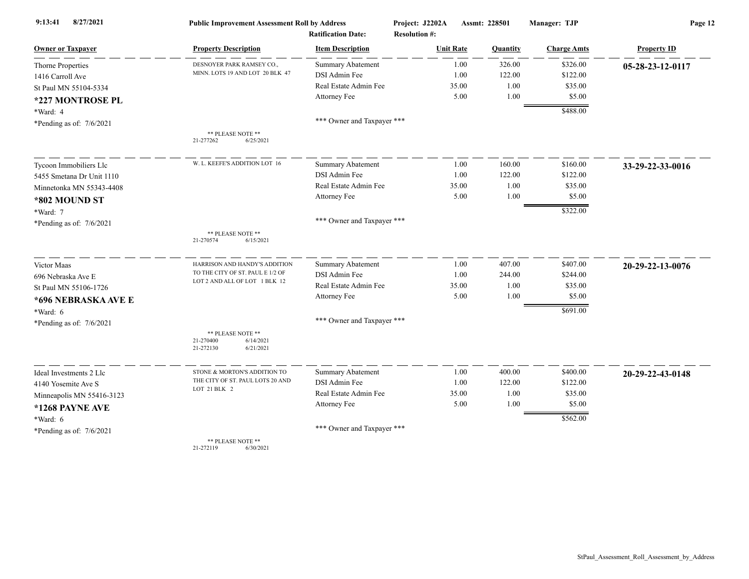9:13:41 8/27/2021 **Public Improvement Assessment Roll by Address** Project: J2202A Assmt: 228501 Manager: TJP

Ratification Date: Resolution #:

| Owner or Taxpayer | Property Description | Item Description | Unit Rate | Quantity | Charge Amts | Property ID |
|---|---|---|---|---|---|---|
| Thorne Properties<br>1416 Carroll Ave<br>St Paul MN 55104-5334<br>**\*227 MONTROSE PL**<br>\*Ward: 4<br>\*Pending as of: 7/6/2021 | DESNOYER PARK RAMSEY CO., MINN. LOTS 19 AND LOT 20 BLK 47<br>** PLEASE NOTE **<br>21-277262 6/25/2021 | Summary Abatement<br>DSI Admin Fee<br>Real Estate Admin Fee<br>Attorney Fee<br>*** Owner and Taxpayer *** | 1.00<br>1.00<br>35.00<br>5.00 | 326.00<br>122.00<br>1.00<br>1.00 | $326.00<br>$122.00<br>$35.00<br>$5.00<br>$488.00 | **05-28-23-12-0117** |
| Tycoon Immobiliers Llc<br>5455 Smetana Dr Unit 1110<br>Minnetonka MN 55343-4408<br>**\*802 MOUND ST**<br>\*Ward: 7<br>\*Pending as of: 7/6/2021 | W. L. KEEFE'S ADDITION LOT 16<br>** PLEASE NOTE **<br>21-270574 6/15/2021 | Summary Abatement<br>DSI Admin Fee<br>Real Estate Admin Fee<br>Attorney Fee<br>*** Owner and Taxpayer *** | 1.00<br>1.00<br>35.00<br>5.00 | 160.00<br>122.00<br>1.00<br>1.00 | $160.00<br>$122.00<br>$35.00<br>$5.00<br>$322.00 | **33-29-22-33-0016** |
| Victor Maas<br>696 Nebraska Ave E<br>St Paul MN 55106-1726<br>**\*696 NEBRASKA AVE E**<br>\*Ward: 6<br>\*Pending as of: 7/6/2021 | HARRISON AND HANDY'S ADDITION TO THE CITY OF ST. PAUL E 1/2 OF LOT 2 AND ALL OF LOT 1 BLK 12<br>** PLEASE NOTE **<br>21-270400 6/14/2021<br>21-272130 6/21/2021 | Summary Abatement<br>DSI Admin Fee<br>Real Estate Admin Fee<br>Attorney Fee<br>*** Owner and Taxpayer *** | 1.00<br>1.00<br>35.00<br>5.00 | 407.00<br>244.00<br>1.00<br>1.00 | $407.00<br>$244.00<br>$35.00<br>$5.00<br>$691.00 | **20-29-22-13-0076** |
| Ideal Investments 2 Llc<br>4140 Yosemite Ave S<br>Minneapolis MN 55416-3123<br>**\*1268 PAYNE AVE**<br>\*Ward: 6<br>\*Pending as of: 7/6/2021 | STONE & MORTON'S ADDITION TO THE CITY OF ST. PAUL LOTS 20 AND LOT 21 BLK 2<br>** PLEASE NOTE **<br>21-272119 6/30/2021 | Summary Abatement<br>DSI Admin Fee<br>Real Estate Admin Fee<br>Attorney Fee<br>*** Owner and Taxpayer *** | 1.00<br>1.00<br>35.00<br>5.00 | 400.00<br>122.00<br>1.00<br>1.00 | $400.00<br>$122.00<br>$35.00<br>$5.00<br>$562.00 | **20-29-22-43-0148** |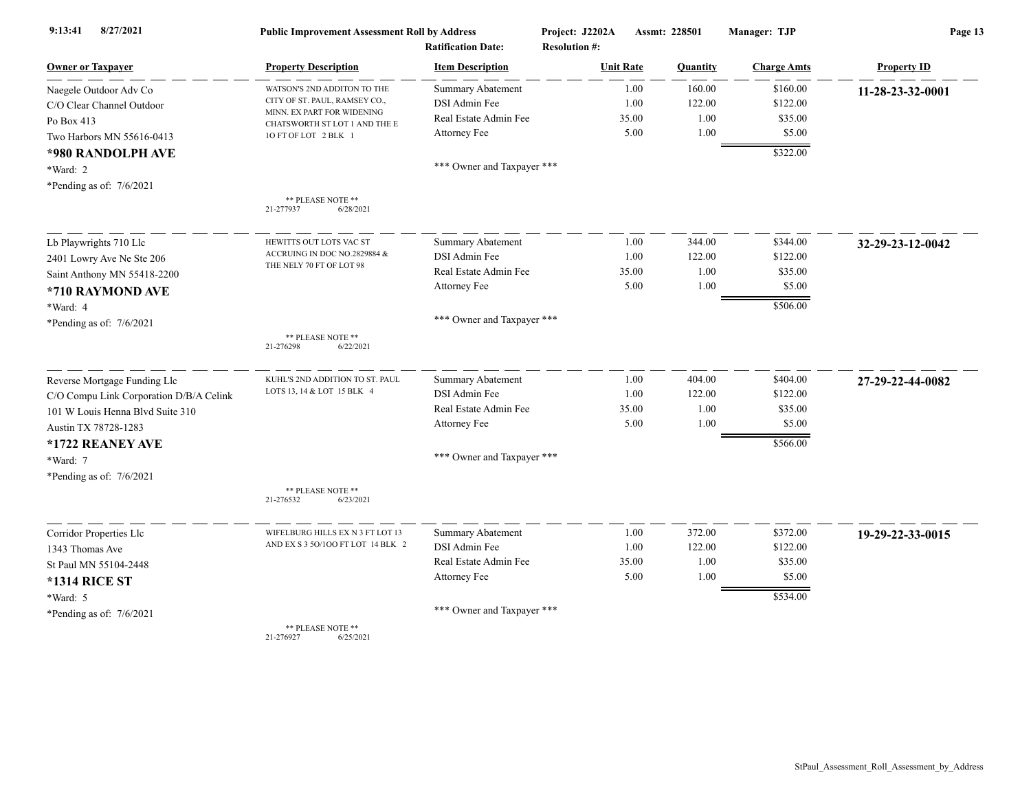**Public Improvement Assessment Roll by Address**

Project: J2202A Assmt: 228501 Manager: TJP

Ratification Date: Resolution #:

| Owner or Taxpayer | Property Description | Item Description | Unit Rate | Quantity | Charge Amts | Property ID |
|---|---|---|---|---|---|---|
| Naegele Outdoor Adv Co<br>C/O Clear Channel Outdoor<br>Po Box 413<br>Two Harbors MN 55616-0413<br>**\*980 RANDOLPH AVE**<br>\*Ward: 2<br>\*Pending as of: 7/6/2021 | WATSON'S 2ND ADDITON TO THE CITY OF ST. PAUL, RAMSEY CO., MINN. EX PART FOR WIDENING CHATSWORTH ST LOT 1 AND THE E 1O FT OF LOT 2 BLK 1<br><br>\*\* PLEASE NOTE \*\*<br>21-277937 6/28/2021 | Summary Abatement<br>DSI Admin Fee<br>Real Estate Admin Fee<br>Attorney Fee<br><br>\*\*\* Owner and Taxpayer \*\*\* | 1.00<br>1.00<br>35.00<br>5.00 | 160.00<br>122.00<br>1.00<br>1.00 | $160.00<br>$122.00<br>$35.00<br>$5.00<br>$322.00 | **11-28-23-32-0001** |
| Lb Playwrights 710 Llc<br>2401 Lowry Ave Ne Ste 206<br>Saint Anthony MN 55418-2200<br>**\*710 RAYMOND AVE**<br>\*Ward: 4<br>\*Pending as of: 7/6/2021 | HEWITTS OUT LOTS VAC ST ACCRUING IN DOC NO.2829884 & THE NELY 70 FT OF LOT 98<br><br>\*\* PLEASE NOTE \*\*<br>21-276298 6/22/2021 | Summary Abatement<br>DSI Admin Fee<br>Real Estate Admin Fee<br>Attorney Fee<br><br>\*\*\* Owner and Taxpayer \*\*\* | 1.00<br>1.00<br>35.00<br>5.00 | 344.00<br>122.00<br>1.00<br>1.00 | $344.00<br>$122.00<br>$35.00<br>$5.00<br>$506.00 | **32-29-23-12-0042** |
| Reverse Mortgage Funding Llc<br>C/O Compu Link Corporation D/B/A Celink<br>101 W Louis Henna Blvd Suite 310<br>Austin TX 78728-1283<br>**\*1722 REANEY AVE**<br>\*Ward: 7<br>\*Pending as of: 7/6/2021 | KUHL'S 2ND ADDITION TO ST. PAUL LOTS 13, 14 & LOT 15 BLK 4<br><br>\*\* PLEASE NOTE \*\*<br>21-276532 6/23/2021 | Summary Abatement<br>DSI Admin Fee<br>Real Estate Admin Fee<br>Attorney Fee<br><br>\*\*\* Owner and Taxpayer \*\*\* | 1.00<br>1.00<br>35.00<br>5.00 | 404.00<br>122.00<br>1.00<br>1.00 | $404.00<br>$122.00<br>$35.00<br>$5.00<br>$566.00 | **27-29-22-44-0082** |
| Corridor Properties Llc<br>1343 Thomas Ave<br>St Paul MN 55104-2448<br>**\*1314 RICE ST**<br>\*Ward: 5<br>\*Pending as of: 7/6/2021 | WIFELBURG HILLS EX N 3 FT LOT 13 AND EX S 3 5O/1OO FT LOT 14 BLK 2<br><br>\*\* PLEASE NOTE \*\*<br>21-276927 6/25/2021 | Summary Abatement<br>DSI Admin Fee<br>Real Estate Admin Fee<br>Attorney Fee<br><br>\*\*\* Owner and Taxpayer \*\*\* | 1.00<br>1.00<br>35.00<br>5.00 | 372.00<br>122.00<br>1.00<br>1.00 | $372.00<br>$122.00<br>$35.00<br>$5.00<br>$534.00 | **19-29-22-33-0015** |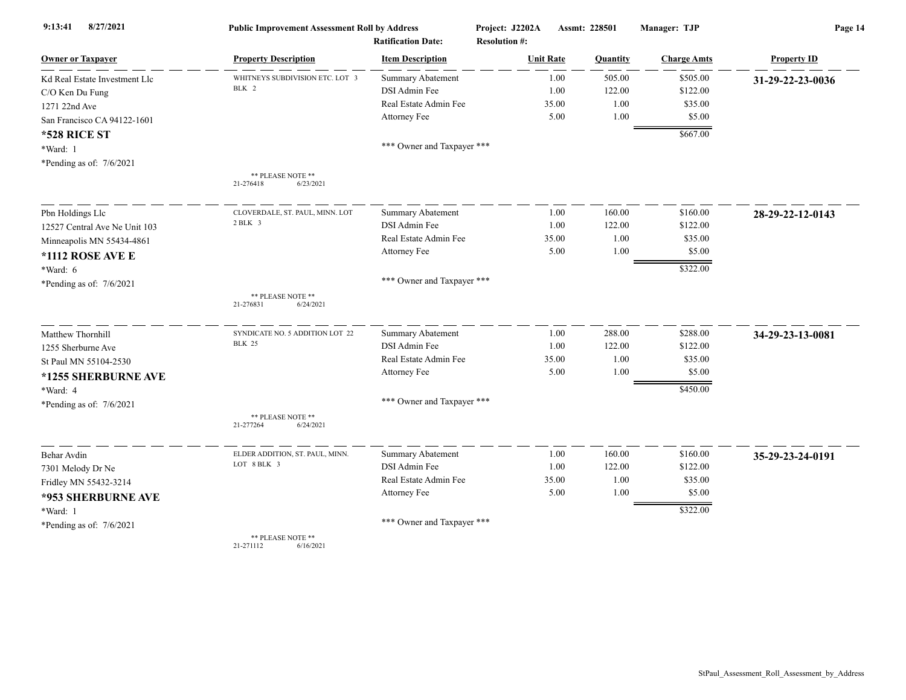| Owner or Taxpayer | Property Description | Item Description | Unit Rate | Quantity | Charge Amts | Property ID |
|---|---|---|---|---|---|---|
| Kd Real Estate Investment Llc<br>C/O Ken Du Fung<br>1271 22nd Ave<br>San Francisco CA 94122-1601<br>**\*528 RICE ST**<br>\*Ward: 1<br>\*Pending as of: 7/6/2021 | WHITNEYS SUBDIVISION ETC. LOT 3 BLK 2<br><br>** PLEASE NOTE **<br>21-276418 6/23/2021 | Summary Abatement<br>DSI Admin Fee<br>Real Estate Admin Fee<br>Attorney Fee<br><br>*** Owner and Taxpayer *** | 1.00<br>1.00<br>35.00<br>5.00 | 505.00<br>122.00<br>1.00<br>1.00 | $505.00<br>$122.00<br>$35.00<br>$5.00<br>$667.00 | **31-29-22-23-0036** |
| Pbn Holdings Llc<br>12527 Central Ave Ne Unit 103<br>Minneapolis MN 55434-4861<br>**\*1112 ROSE AVE E**<br>\*Ward: 6<br>\*Pending as of: 7/6/2021 | CLOVERDALE, ST. PAUL, MINN. LOT 2 BLK 3<br><br>** PLEASE NOTE **<br>21-276831 6/24/2021 | Summary Abatement<br>DSI Admin Fee<br>Real Estate Admin Fee<br>Attorney Fee<br><br>*** Owner and Taxpayer *** | 1.00<br>1.00<br>35.00<br>5.00 | 160.00<br>122.00<br>1.00<br>1.00 | $160.00<br>$122.00<br>$35.00<br>$5.00<br>$322.00 | **28-29-22-12-0143** |
| Matthew Thornhill<br>1255 Sherburne Ave<br>St Paul MN 55104-2530<br>**\*1255 SHERBURNE AVE**<br>\*Ward: 4<br>\*Pending as of: 7/6/2021 | SYNDICATE NO. 5 ADDITION LOT 22 BLK 25<br><br>** PLEASE NOTE **<br>21-277264 6/24/2021 | Summary Abatement<br>DSI Admin Fee<br>Real Estate Admin Fee<br>Attorney Fee<br><br>*** Owner and Taxpayer *** | 1.00<br>1.00<br>35.00<br>5.00 | 288.00<br>122.00<br>1.00<br>1.00 | $288.00<br>$122.00<br>$35.00<br>$5.00<br>$450.00 | **34-29-23-13-0081** |
| Behar Avdin<br>7301 Melody Dr Ne<br>Fridley MN 55432-3214<br>**\*953 SHERBURNE AVE**<br>\*Ward: 1<br>\*Pending as of: 7/6/2021 | ELDER ADDITION, ST. PAUL, MINN. LOT 8 BLK 3<br><br>** PLEASE NOTE **<br>21-271112 6/16/2021 | Summary Abatement<br>DSI Admin Fee<br>Real Estate Admin Fee<br>Attorney Fee<br><br>*** Owner and Taxpayer *** | 1.00<br>1.00<br>35.00<br>5.00 | 160.00<br>122.00<br>1.00<br>1.00 | $160.00<br>$122.00<br>$35.00<br>$5.00<br>$322.00 | **35-29-23-24-0191** |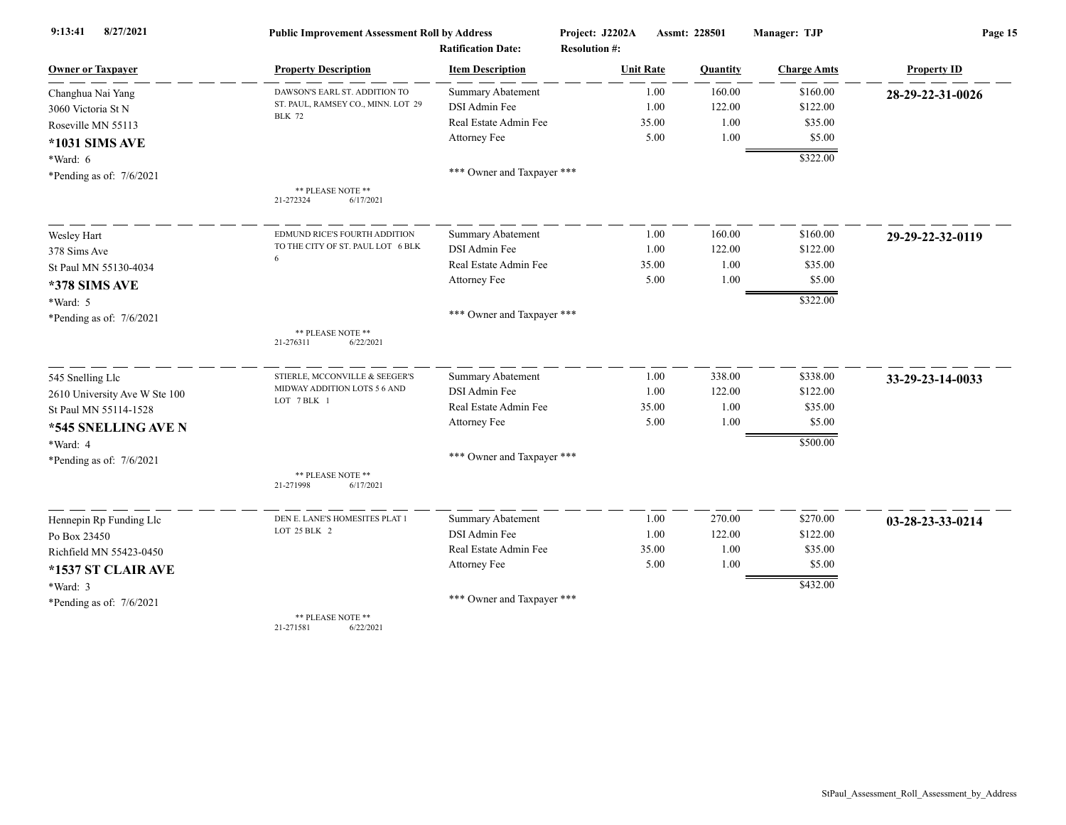**Public Improvement Assessment Roll by Address**

Project: J2202A Assmt: 228501 Manager: TJP

Ratification Date: Resolution #:

| Owner or Taxpayer | Property Description | Item Description | Unit Rate | Quantity | Charge Amts | Property ID |
|---|---|---|---|---|---|---|
| Changhua Nai Yang<br>3060 Victoria St N<br>Roseville MN 55113<br>**\*1031 SIMS AVE**<br>\*Ward: 6<br>\*Pending as of: 7/6/2021 | DAWSON'S EARL ST. ADDITION TO ST. PAUL, RAMSEY CO., MINN. LOT 29 BLK 72<br>** PLEASE NOTE **<br>21-272324 6/17/2021 | Summary Abatement<br>DSI Admin Fee<br>Real Estate Admin Fee<br>Attorney Fee<br>*** Owner and Taxpayer *** | 1.00<br>1.00<br>35.00<br>5.00 | 160.00<br>122.00<br>1.00<br>1.00 | $160.00<br>$122.00<br>$35.00<br>$5.00<br>$322.00 | **28-29-22-31-0026** |
| Wesley Hart<br>378 Sims Ave<br>St Paul MN 55130-4034<br>**\*378 SIMS AVE**<br>\*Ward: 5<br>\*Pending as of: 7/6/2021 | EDMUND RICE'S FOURTH ADDITION TO THE CITY OF ST. PAUL LOT 6 BLK 6<br>** PLEASE NOTE **<br>21-276311 6/22/2021 | Summary Abatement<br>DSI Admin Fee<br>Real Estate Admin Fee<br>Attorney Fee<br>*** Owner and Taxpayer *** | 1.00<br>1.00<br>35.00<br>5.00 | 160.00<br>122.00<br>1.00<br>1.00 | $160.00<br>$122.00<br>$35.00<br>$5.00<br>$322.00 | **29-29-22-32-0119** |
| 545 Snelling Llc<br>2610 University Ave W Ste 100<br>St Paul MN 55114-1528<br>**\*545 SNELLING AVE N**<br>\*Ward: 4<br>\*Pending as of: 7/6/2021 | STIERLE, MCCONVILLE & SEEGER'S MIDWAY ADDITION LOTS 5 6 AND LOT 7 BLK 1<br>** PLEASE NOTE **<br>21-271998 6/17/2021 | Summary Abatement<br>DSI Admin Fee<br>Real Estate Admin Fee<br>Attorney Fee<br>*** Owner and Taxpayer *** | 1.00<br>1.00<br>35.00<br>5.00 | 338.00<br>122.00<br>1.00<br>1.00 | $338.00<br>$122.00<br>$35.00<br>$5.00<br>$500.00 | **33-29-23-14-0033** |
| Hennepin Rp Funding Llc<br>Po Box 23450<br>Richfield MN 55423-0450<br>**\*1537 ST CLAIR AVE**<br>\*Ward: 3<br>\*Pending as of: 7/6/2021 | DEN E. LANE'S HOMESITES PLAT 1 LOT 25 BLK 2<br>** PLEASE NOTE **<br>21-271581 6/22/2021 | Summary Abatement<br>DSI Admin Fee<br>Real Estate Admin Fee<br>Attorney Fee<br>*** Owner and Taxpayer *** | 1.00<br>1.00<br>35.00<br>5.00 | 270.00<br>122.00<br>1.00<br>1.00 | $270.00<br>$122.00<br>$35.00<br>$5.00<br>$432.00 | **03-28-23-33-0214** |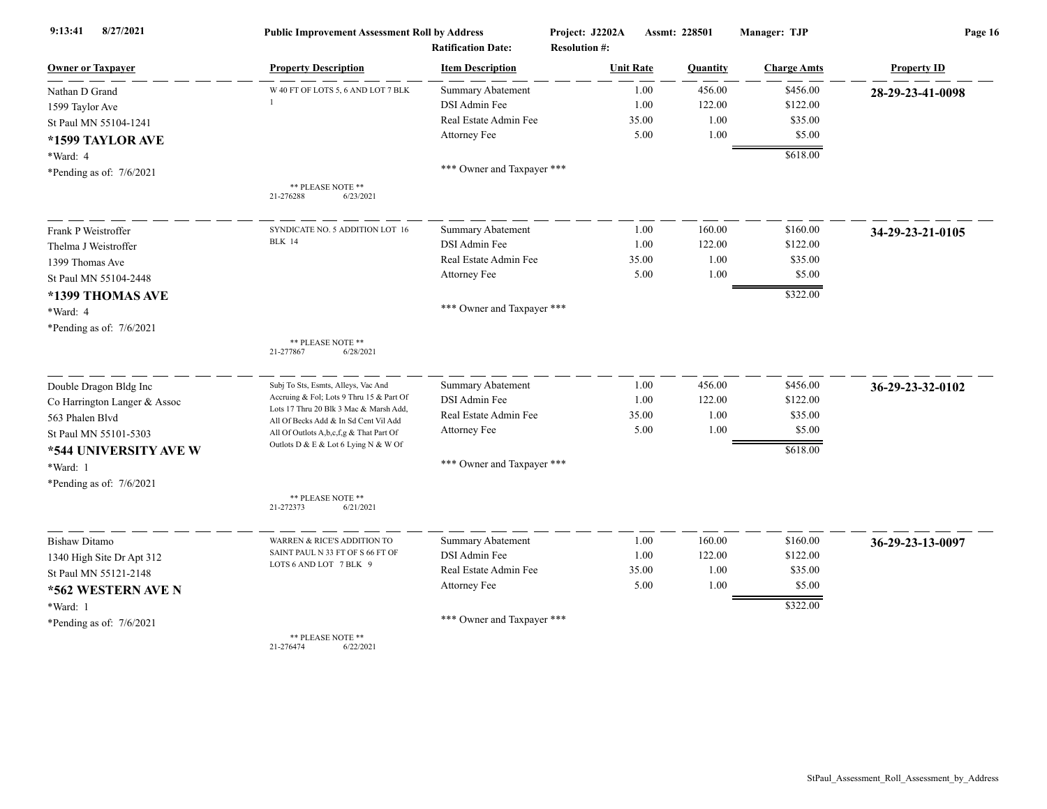**Public Improvement Assessment Roll by Address**

Project: J2202A Assmt: 228501 Manager: TJP

Ratification Date: Resolution #:

| Owner or Taxpayer | Property Description | Item Description | Unit Rate | Quantity | Charge Amts | Property ID |
|---|---|---|---|---|---|---|
| Nathan D Grand | W 40 FT OF LOTS 5, 6 AND LOT 7 BLK 1 | Summary Abatement | 1.00 | 456.00 | $456.00 | **28-29-23-41-0098** |
| 1599 Taylor Ave | | DSI Admin Fee | 1.00 | 122.00 | $122.00 | |
| St Paul MN 55104-1241 | | Real Estate Admin Fee | 35.00 | 1.00 | $35.00 | |
| **\*1599 TAYLOR AVE** | | Attorney Fee | 5.00 | 1.00 | $5.00 | |
| \*Ward: 4 | | | | | $618.00 | |
| \*Pending as of: 7/6/2021 | | \*\*\* Owner and Taxpayer \*\*\* | | | | |
| | \*\* PLEASE NOTE \*\* 21-276288 6/23/2021 | | | | | |
| Frank P Weistroffer | SYNDICATE NO. 5 ADDITION LOT 16 BLK 14 | Summary Abatement | 1.00 | 160.00 | $160.00 | **34-29-23-21-0105** |
| Thelma J Weistroffer | | DSI Admin Fee | 1.00 | 122.00 | $122.00 | |
| 1399 Thomas Ave | | Real Estate Admin Fee | 35.00 | 1.00 | $35.00 | |
| St Paul MN 55104-2448 | | Attorney Fee | 5.00 | 1.00 | $5.00 | |
| **\*1399 THOMAS AVE** | | | | | $322.00 | |
| \*Ward: 4 | | \*\*\* Owner and Taxpayer \*\*\* | | | | |
| \*Pending as of: 7/6/2021 | | | | | | |
| | \*\* PLEASE NOTE \*\* 21-277867 6/28/2021 | | | | | |
| Double Dragon Bldg Inc | Subj To Sts, Esmts, Alleys, Vac And Accruing & Fol; Lots 9 Thru 15 & Part Of Lots 17 Thru 20 Blk 3 Mac & Marsh Add, All Of Becks Add & In Sd Cent Vil Add All Of Outlots A,b,c,f,g & That Part Of Outlots D & E & Lot 6 Lying N & W Of | Summary Abatement | 1.00 | 456.00 | $456.00 | **36-29-23-32-0102** |
| Co Harrington Langer & Assoc | | DSI Admin Fee | 1.00 | 122.00 | $122.00 | |
| 563 Phalen Blvd | | Real Estate Admin Fee | 35.00 | 1.00 | $35.00 | |
| St Paul MN 55101-5303 | | Attorney Fee | 5.00 | 1.00 | $5.00 | |
| **\*544 UNIVERSITY AVE W** | | | | | $618.00 | |
| \*Ward: 1 | | \*\*\* Owner and Taxpayer \*\*\* | | | | |
| \*Pending as of: 7/6/2021 | | | | | | |
| | \*\* PLEASE NOTE \*\* 21-272373 6/21/2021 | | | | | |
| Bishaw Ditamo | WARREN & RICE'S ADDITION TO SAINT PAUL N 33 FT OF S 66 FT OF LOTS 6 AND LOT 7 BLK 9 | Summary Abatement | 1.00 | 160.00 | $160.00 | **36-29-23-13-0097** |
| 1340 High Site Dr Apt 312 | | DSI Admin Fee | 1.00 | 122.00 | $122.00 | |
| St Paul MN 55121-2148 | | Real Estate Admin Fee | 35.00 | 1.00 | $35.00 | |
| **\*562 WESTERN AVE N** | | Attorney Fee | 5.00 | 1.00 | $5.00 | |
| \*Ward: 1 | | | | | $322.00 | |
| \*Pending as of: 7/6/2021 | | \*\*\* Owner and Taxpayer \*\*\* | | | | |
| | \*\* PLEASE NOTE \*\* 21-276474 6/22/2021 | | | | | |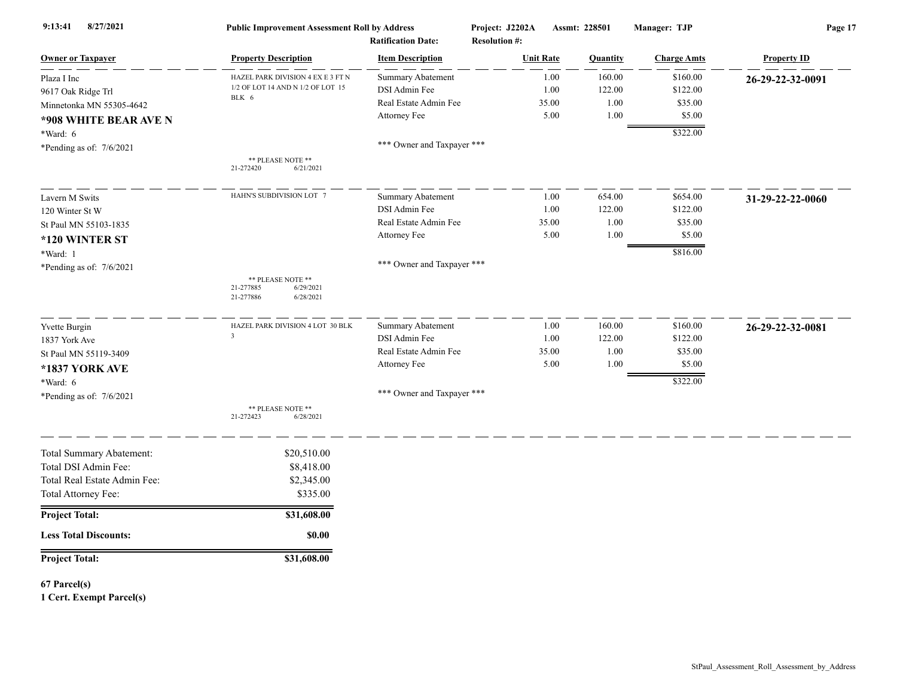**Public Improvement Assessment Roll by Address** — Project: J2202A — Assmt: 228501 — Manager: TJP

Ratification Date: — Resolution #:

| Owner or Taxpayer | Property Description | Item Description | Unit Rate | Quantity | Charge Amts | Property ID |
|---|---|---|---|---|---|---|
| Plaza I Inc<br>9617 Oak Ridge Trl<br>Minnetonka MN 55305-4642<br>**\*908 WHITE BEAR AVE N**<br>\*Ward: 6<br>\*Pending as of: 7/6/2021 | HAZEL PARK DIVISION 4 EX E 3 FT N 1/2 OF LOT 14 AND N 1/2 OF LOT 15 BLK 6<br>** PLEASE NOTE **<br>21-272420 6/21/2021 | Summary Abatement | 1.00 | 160.00 | $160.00 | **26-29-22-32-0091** |
| | | DSI Admin Fee | 1.00 | 122.00 | $122.00 | |
| | | Real Estate Admin Fee | 35.00 | 1.00 | $35.00 | |
| | | Attorney Fee | 5.00 | 1.00 | $5.00 | |
| | | | | | $322.00 | |
| | | *** Owner and Taxpayer *** | | | | |
| Lavern M Swits<br>120 Winter St W<br>St Paul MN 55103-1835<br>**\*120 WINTER ST**<br>\*Ward: 1<br>\*Pending as of: 7/6/2021 | HAHN'S SUBDIVISION LOT 7<br>** PLEASE NOTE **<br>21-277885 6/29/2021<br>21-277886 6/28/2021 | Summary Abatement | 1.00 | 654.00 | $654.00 | **31-29-22-22-0060** |
| | | DSI Admin Fee | 1.00 | 122.00 | $122.00 | |
| | | Real Estate Admin Fee | 35.00 | 1.00 | $35.00 | |
| | | Attorney Fee | 5.00 | 1.00 | $5.00 | |
| | | | | | $816.00 | |
| | | *** Owner and Taxpayer *** | | | | |
| Yvette Burgin<br>1837 York Ave<br>St Paul MN 55119-3409<br>**\*1837 YORK AVE**<br>\*Ward: 6<br>\*Pending as of: 7/6/2021 | HAZEL PARK DIVISION 4 LOT 30 BLK 3<br>** PLEASE NOTE **<br>21-272423 6/28/2021 | Summary Abatement | 1.00 | 160.00 | $160.00 | **26-29-22-32-0081** |
| | | DSI Admin Fee | 1.00 | 122.00 | $122.00 | |
| | | Real Estate Admin Fee | 35.00 | 1.00 | $35.00 | |
| | | Attorney Fee | 5.00 | 1.00 | $5.00 | |
| | | | | | $322.00 | |
| | | *** Owner and Taxpayer *** | | | | |

| | |
|---|---|
| Total Summary Abatement: | $20,510.00 |
| Total DSI Admin Fee: | $8,418.00 |
| Total Real Estate Admin Fee: | $2,345.00 |
| Total Attorney Fee: | $335.00 |
| **Project Total:** | **$31,608.00** |
| **Less Total Discounts:** | **$0.00** |
| **Project Total:** | **$31,608.00** |

**67 Parcel(s)**
**1 Cert. Exempt Parcel(s)**